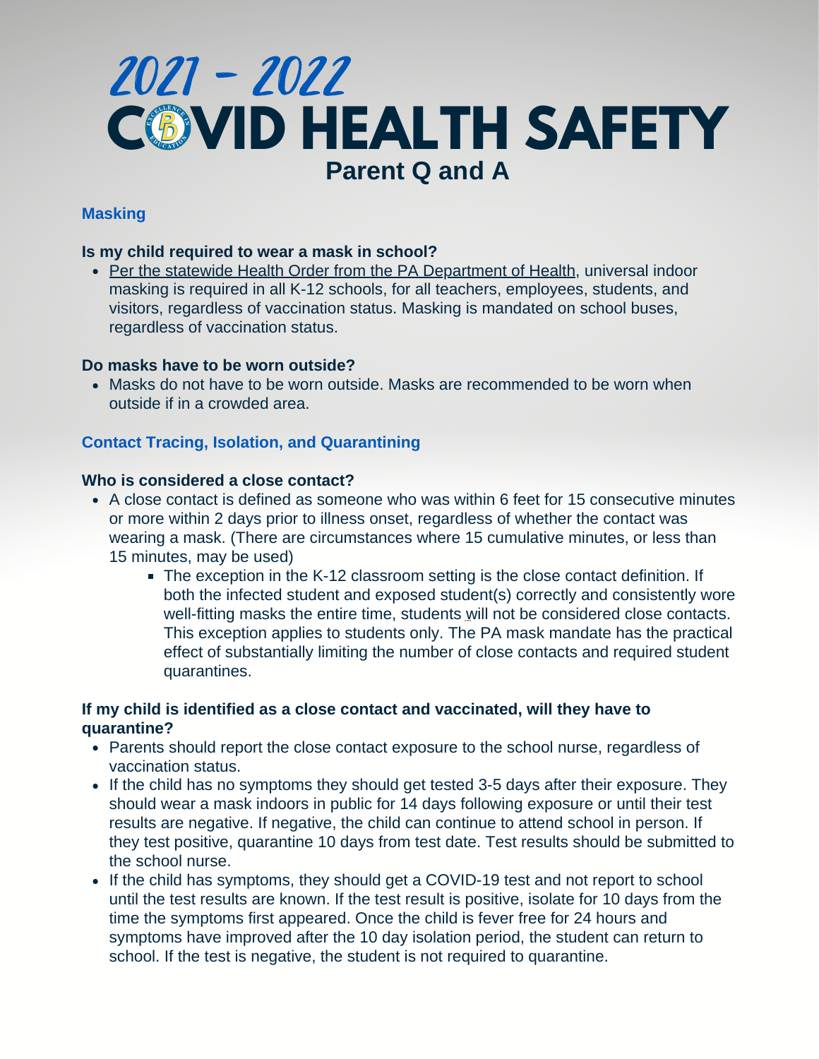# 2021 - 2022 COVID HEALTH SAFETY

## Parent Q and A

### Masking

**Is my child required to wear a mask in school?**

- Per the statewide Health Order from the PA Department of Health, universal indoor masking is required in all K-12 schools, for all teachers, employees, students, and visitors, regardless of vaccination status. Masking is mandated on school buses, regardless of vaccination status.

**Do masks have to be worn outside?**

- Masks do not have to be worn outside. Masks are recommended to be worn when outside if in a crowded area.

### Contact Tracing, Isolation, and Quarantining

**Who is considered a close contact?**

- A close contact is defined as someone who was within 6 feet for 15 consecutive minutes or more within 2 days prior to illness onset, regardless of whether the contact was wearing a mask. (There are circumstances where 15 cumulative minutes, or less than 15 minutes, may be used)
  - The exception in the K-12 classroom setting is the close contact definition. If both the infected student and exposed student(s) correctly and consistently wore well-fitting masks the entire time, students will not be considered close contacts. This exception applies to students only. The PA mask mandate has the practical effect of substantially limiting the number of close contacts and required student quarantines.

**If my child is identified as a close contact and vaccinated, will they have to quarantine?**

- Parents should report the close contact exposure to the school nurse, regardless of vaccination status.
- If the child has no symptoms they should get tested 3-5 days after their exposure. They should wear a mask indoors in public for 14 days following exposure or until their test results are negative. If negative, the child can continue to attend school in person. If they test positive, quarantine 10 days from test date. Test results should be submitted to the school nurse.
- If the child has symptoms, they should get a COVID-19 test and not report to school until the test results are known. If the test result is positive, isolate for 10 days from the time the symptoms first appeared. Once the child is fever free for 24 hours and symptoms have improved after the 10 day isolation period, the student can return to school. If the test is negative, the student is not required to quarantine.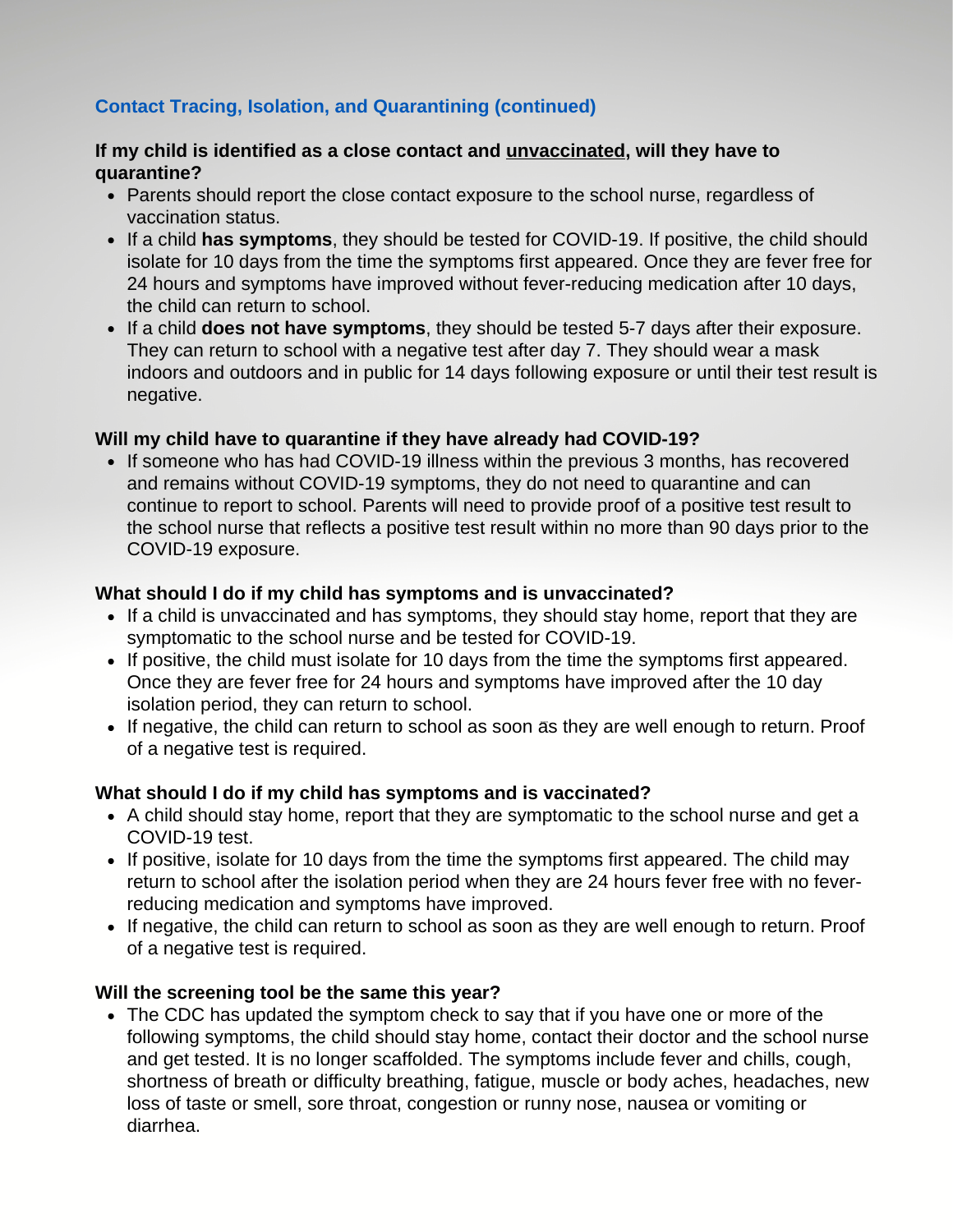## Contact Tracing, Isolation, and Quarantining (continued)

**If my child is identified as a close contact and unvaccinated, will they have to quarantine?**

- Parents should report the close contact exposure to the school nurse, regardless of vaccination status.
- If a child **has symptoms**, they should be tested for COVID-19. If positive, the child should isolate for 10 days from the time the symptoms first appeared. Once they are fever free for 24 hours and symptoms have improved without fever-reducing medication after 10 days, the child can return to school.
- If a child **does not have symptoms**, they should be tested 5-7 days after their exposure. They can return to school with a negative test after day 7. They should wear a mask indoors and outdoors and in public for 14 days following exposure or until their test result is negative.

**Will my child have to quarantine if they have already had COVID-19?**

- If someone who has had COVID-19 illness within the previous 3 months, has recovered and remains without COVID-19 symptoms, they do not need to quarantine and can continue to report to school. Parents will need to provide proof of a positive test result to the school nurse that reflects a positive test result within no more than 90 days prior to the COVID-19 exposure.

**What should I do if my child has symptoms and is unvaccinated?**

- If a child is unvaccinated and has symptoms, they should stay home, report that they are symptomatic to the school nurse and be tested for COVID-19.
- If positive, the child must isolate for 10 days from the time the symptoms first appeared. Once they are fever free for 24 hours and symptoms have improved after the 10 day isolation period, they can return to school.
- If negative, the child can return to school as soon as they are well enough to return. Proof of a negative test is required.

**What should I do if my child has symptoms and is vaccinated?**

- A child should stay home, report that they are symptomatic to the school nurse and get a COVID-19 test.
- If positive, isolate for 10 days from the time the symptoms first appeared. The child may return to school after the isolation period when they are 24 hours fever free with no fever-reducing medication and symptoms have improved.
- If negative, the child can return to school as soon as they are well enough to return. Proof of a negative test is required.

**Will the screening tool be the same this year?**

- The CDC has updated the symptom check to say that if you have one or more of the following symptoms, the child should stay home, contact their doctor and the school nurse and get tested. It is no longer scaffolded. The symptoms include fever and chills, cough, shortness of breath or difficulty breathing, fatigue, muscle or body aches, headaches, new loss of taste or smell, sore throat, congestion or runny nose, nausea or vomiting or diarrhea.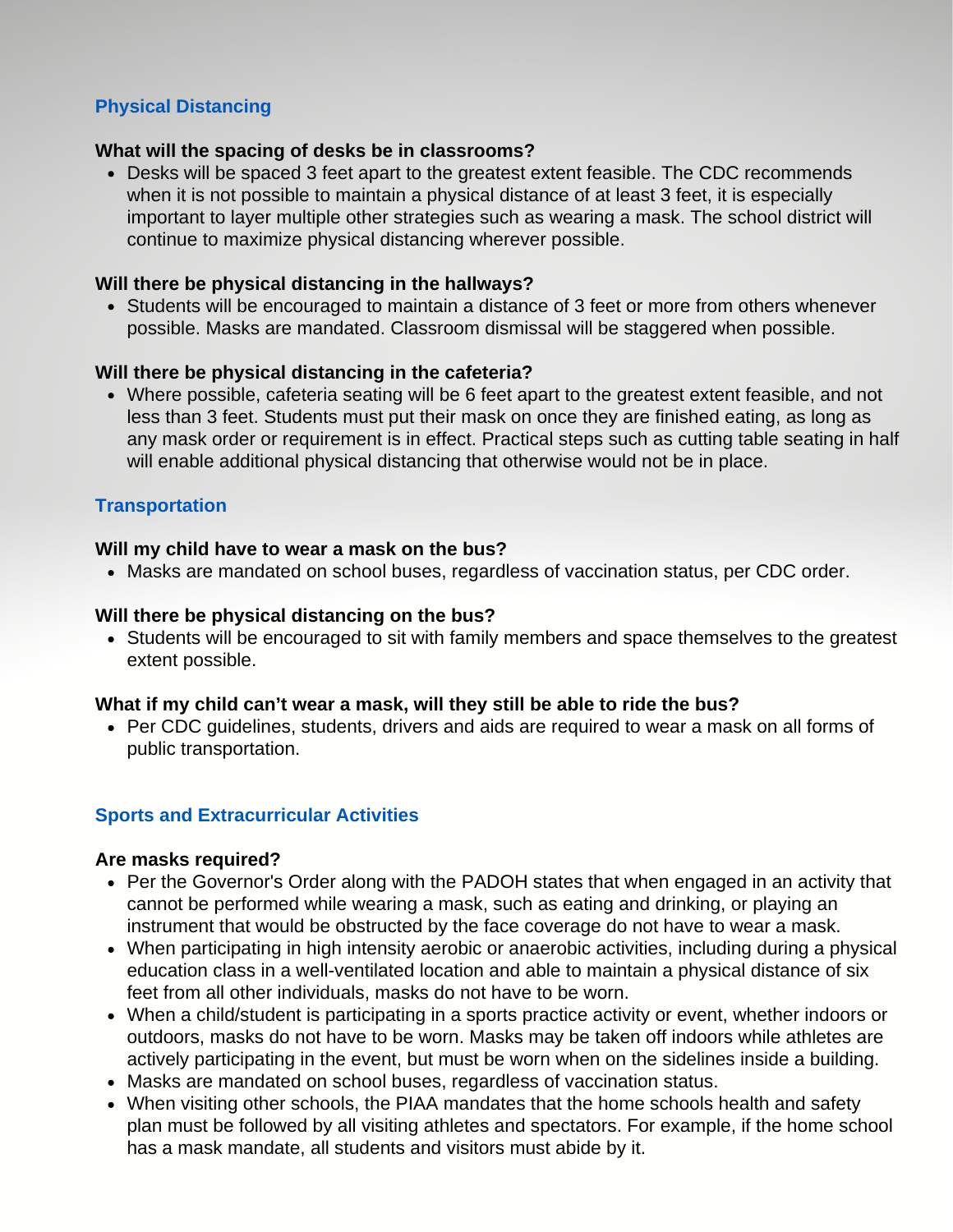## Physical Distancing

**What will the spacing of desks be in classrooms?**

- Desks will be spaced 3 feet apart to the greatest extent feasible. The CDC recommends when it is not possible to maintain a physical distance of at least 3 feet, it is especially important to layer multiple other strategies such as wearing a mask. The school district will continue to maximize physical distancing wherever possible.

**Will there be physical distancing in the hallways?**

- Students will be encouraged to maintain a distance of 3 feet or more from others whenever possible. Masks are mandated. Classroom dismissal will be staggered when possible.

**Will there be physical distancing in the cafeteria?**

- Where possible, cafeteria seating will be 6 feet apart to the greatest extent feasible, and not less than 3 feet. Students must put their mask on once they are finished eating, as long as any mask order or requirement is in effect. Practical steps such as cutting table seating in half will enable additional physical distancing that otherwise would not be in place.

## Transportation

**Will my child have to wear a mask on the bus?**

- Masks are mandated on school buses, regardless of vaccination status, per CDC order.

**Will there be physical distancing on the bus?**

- Students will be encouraged to sit with family members and space themselves to the greatest extent possible.

**What if my child can't wear a mask, will they still be able to ride the bus?**

- Per CDC guidelines, students, drivers and aids are required to wear a mask on all forms of public transportation.

## Sports and Extracurricular Activities

**Are masks required?**

- Per the Governor's Order along with the PADOH states that when engaged in an activity that cannot be performed while wearing a mask, such as eating and drinking, or playing an instrument that would be obstructed by the face coverage do not have to wear a mask.
- When participating in high intensity aerobic or anaerobic activities, including during a physical education class in a well-ventilated location and able to maintain a physical distance of six feet from all other individuals, masks do not have to be worn.
- When a child/student is participating in a sports practice activity or event, whether indoors or outdoors, masks do not have to be worn. Masks may be taken off indoors while athletes are actively participating in the event, but must be worn when on the sidelines inside a building.
- Masks are mandated on school buses, regardless of vaccination status.
- When visiting other schools, the PIAA mandates that the home schools health and safety plan must be followed by all visiting athletes and spectators. For example, if the home school has a mask mandate, all students and visitors must abide by it.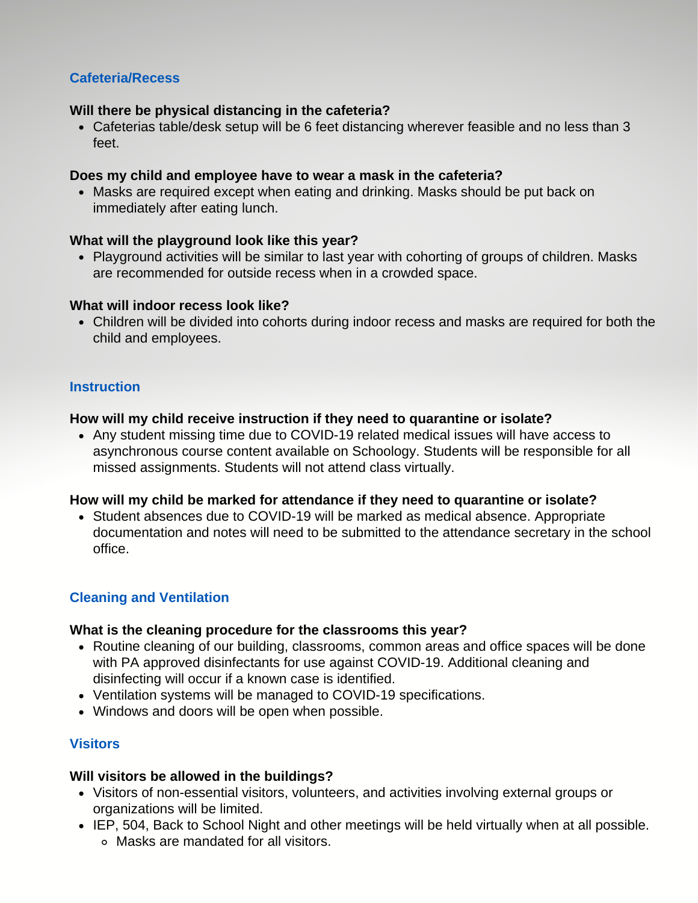## Cafeteria/Recess

**Will there be physical distancing in the cafeteria?**

- Cafeterias table/desk setup will be 6 feet distancing wherever feasible and no less than 3 feet.

**Does my child and employee have to wear a mask in the cafeteria?**

- Masks are required except when eating and drinking. Masks should be put back on immediately after eating lunch.

**What will the playground look like this year?**

- Playground activities will be similar to last year with cohorting of groups of children. Masks are recommended for outside recess when in a crowded space.

**What will indoor recess look like?**

- Children will be divided into cohorts during indoor recess and masks are required for both the child and employees.

## Instruction

**How will my child receive instruction if they need to quarantine or isolate?**

- Any student missing time due to COVID-19 related medical issues will have access to asynchronous course content available on Schoology. Students will be responsible for all missed assignments. Students will not attend class virtually.

**How will my child be marked for attendance if they need to quarantine or isolate?**

- Student absences due to COVID-19 will be marked as medical absence. Appropriate documentation and notes will need to be submitted to the attendance secretary in the school office.

## Cleaning and Ventilation

**What is the cleaning procedure for the classrooms this year?**

- Routine cleaning of our building, classrooms, common areas and office spaces will be done with PA approved disinfectants for use against COVID-19. Additional cleaning and disinfecting will occur if a known case is identified.
- Ventilation systems will be managed to COVID-19 specifications.
- Windows and doors will be open when possible.

## Visitors

**Will visitors be allowed in the buildings?**

- Visitors of non-essential visitors, volunteers, and activities involving external groups or organizations will be limited.
- IEP, 504, Back to School Night and other meetings will be held virtually when at all possible.
  - Masks are mandated for all visitors.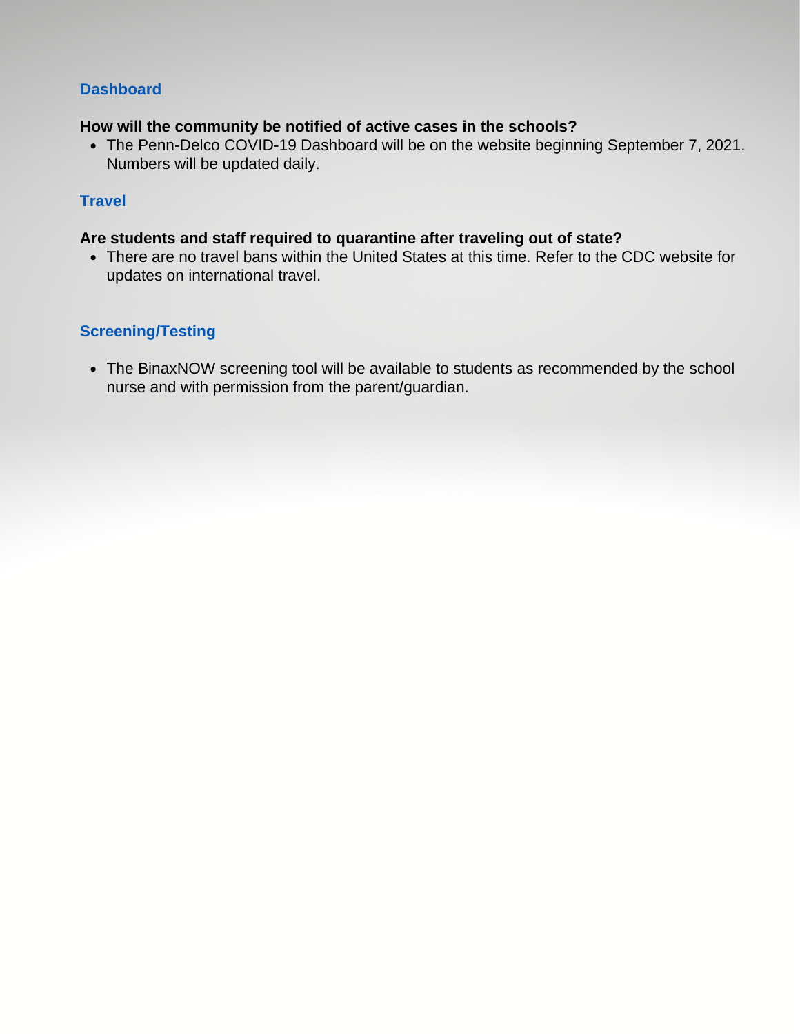## Dashboard

**How will the community be notified of active cases in the schools?**

- The Penn-Delco COVID-19 Dashboard will be on the website beginning September 7, 2021. Numbers will be updated daily.

## Travel

**Are students and staff required to quarantine after traveling out of state?**

- There are no travel bans within the United States at this time. Refer to the CDC website for updates on international travel.

## Screening/Testing

- The BinaxNOW screening tool will be available to students as recommended by the school nurse and with permission from the parent/guardian.